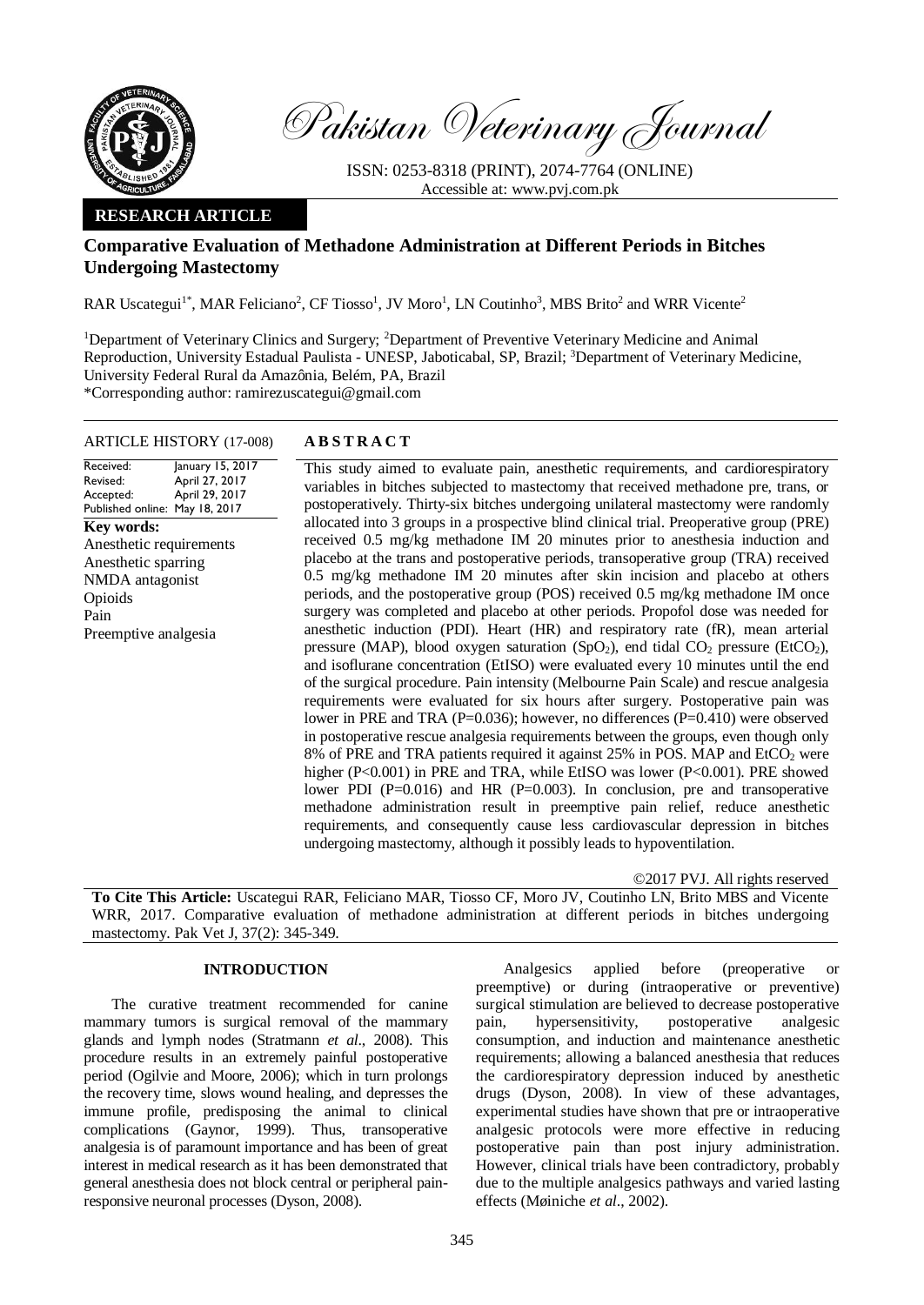Pakistan Veterinary Journal

ISSN: 0253-8318 (PRINT), 2074-7764 (ONLINE)
Accessible at: www.pvj.com.pk

**RESEARCH ARTICLE**

# Comparative Evaluation of Methadone Administration at Different Periods in Bitches Undergoing Mastectomy

RAR Uscategui[1*], MAR Feliciano[2], CF Tiosso[1], JV Moro[1], LN Coutinho[3], MBS Brito[2] and WRR Vicente[2]

[1]Department of Veterinary Clinics and Surgery; [2]Department of Preventive Veterinary Medicine and Animal Reproduction, University Estadual Paulista - UNESP, Jaboticabal, SP, Brazil; [3]Department of Veterinary Medicine, University Federal Rural da Amazônia, Belém, PA, Brazil
*Corresponding author: ramirezuscategui@gmail.com

**ARTICLE HISTORY (17-008)**

| | |
|---|---|
| Received: | January 15, 2017 |
| Revised: | April 27, 2017 |
| Accepted: | April 29, 2017 |
| Published online: | May 18, 2017 |

**Key words:**
Anesthetic requirements
Anesthetic sparring
NMDA antagonist
Opioids
Pain
Preemptive analgesia

## ABSTRACT

This study aimed to evaluate pain, anesthetic requirements, and cardiorespiratory variables in bitches subjected to mastectomy that received methadone pre, trans, or postoperatively. Thirty-six bitches undergoing unilateral mastectomy were randomly allocated into 3 groups in a prospective blind clinical trial. Preoperative group (PRE) received 0.5 mg/kg methadone IM 20 minutes prior to anesthesia induction and placebo at the trans and postoperative periods, transoperative group (TRA) received 0.5 mg/kg methadone IM 20 minutes after skin incision and placebo at others periods, and the postoperative group (POS) received 0.5 mg/kg methadone IM once surgery was completed and placebo at other periods. Propofol dose was needed for anesthetic induction (PDI). Heart (HR) and respiratory rate (fR), mean arterial pressure (MAP), blood oxygen saturation ($SpO_2$), end tidal $CO_2$ pressure ($EtCO_2$), and isoflurane concentration (EtISO) were evaluated every 10 minutes until the end of the surgical procedure. Pain intensity (Melbourne Pain Scale) and rescue analgesia requirements were evaluated for six hours after surgery. Postoperative pain was lower in PRE and TRA ($P=0.036$); however, no differences ($P=0.410$) were observed in postoperative rescue analgesia requirements between the groups, even though only 8% of PRE and TRA patients required it against 25% in POS. MAP and $EtCO_2$ were higher ($P<0.001$) in PRE and TRA, while EtISO was lower ($P<0.001$). PRE showed lower PDI ($P=0.016$) and HR ($P=0.003$). In conclusion, pre and transoperative methadone administration result in preemptive pain relief, reduce anesthetic requirements, and consequently cause less cardiovascular depression in bitches undergoing mastectomy, although it possibly leads to hypoventilation.

©2017 PVJ. All rights reserved

**To Cite This Article:** Uscategui RAR, Feliciano MAR, Tiosso CF, Moro JV, Coutinho LN, Brito MBS and Vicente WRR, 2017. Comparative evaluation of methadone administration at different periods in bitches undergoing mastectomy. Pak Vet J, 37(2): 345-349.

## INTRODUCTION

The curative treatment recommended for canine mammary tumors is surgical removal of the mammary glands and lymph nodes (Stratmann *et al*., 2008). This procedure results in an extremely painful postoperative period (Ogilvie and Moore, 2006); which in turn prolongs the recovery time, slows wound healing, and depresses the immune profile, predisposing the animal to clinical complications (Gaynor, 1999). Thus, transoperative analgesia is of paramount importance and has been of great interest in medical research as it has been demonstrated that general anesthesia does not block central or peripheral pain-responsive neuronal processes (Dyson, 2008).

Analgesics applied before (preoperative or preemptive) or during (intraoperative or preventive) surgical stimulation are believed to decrease postoperative pain, hypersensitivity, postoperative analgesic consumption, and induction and maintenance anesthetic requirements; allowing a balanced anesthesia that reduces the cardiorespiratory depression induced by anesthetic drugs (Dyson, 2008). In view of these advantages, experimental studies have shown that pre or intraoperative analgesic protocols were more effective in reducing postoperative pain than post injury administration. However, clinical trials have been contradictory, probably due to the multiple analgesics pathways and varied lasting effects (Møiniche *et al*., 2002).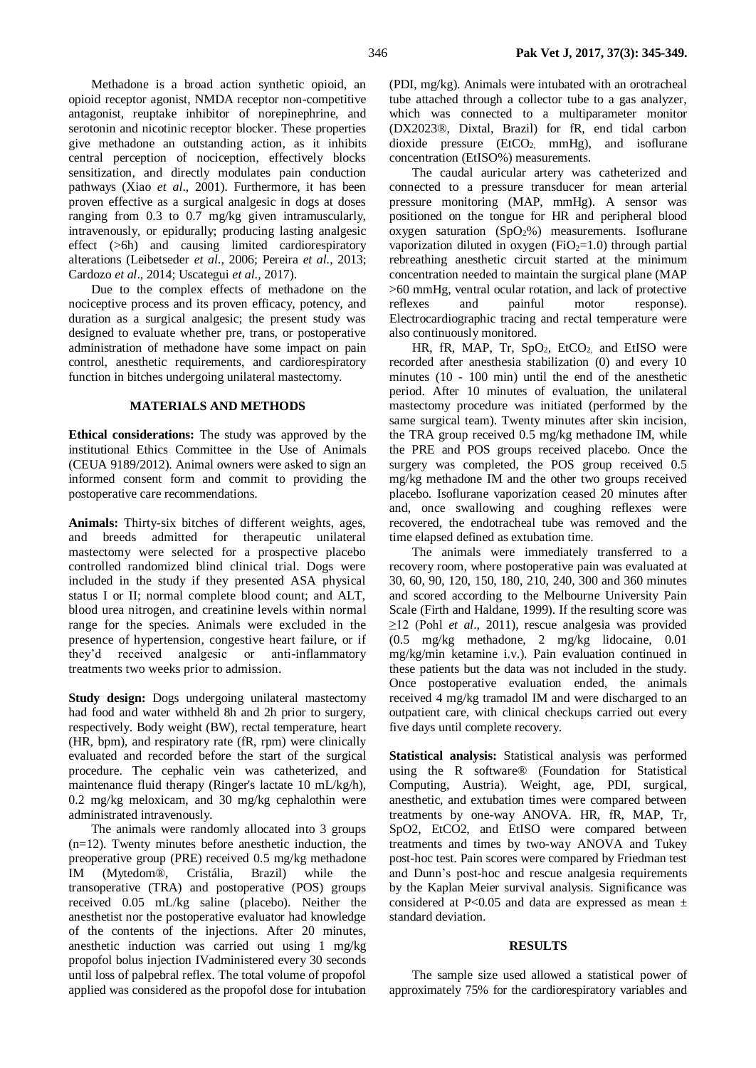Methadone is a broad action synthetic opioid, an opioid receptor agonist, NMDA receptor non-competitive antagonist, reuptake inhibitor of norepinephrine, and serotonin and nicotinic receptor blocker. These properties give methadone an outstanding action, as it inhibits central perception of nociception, effectively blocks sensitization, and directly modulates pain conduction pathways (Xiao *et al*., 2001). Furthermore, it has been proven effective as a surgical analgesic in dogs at doses ranging from 0.3 to 0.7 mg/kg given intramuscularly, intravenously, or epidurally; producing lasting analgesic effect (>6h) and causing limited cardiorespiratory alterations (Leibetseder *et al*., 2006; Pereira *et al*., 2013; Cardozo *et al*., 2014; Uscategui *et al*., 2017).

Due to the complex effects of methadone on the nociceptive process and its proven efficacy, potency, and duration as a surgical analgesic; the present study was designed to evaluate whether pre, trans, or postoperative administration of methadone have some impact on pain control, anesthetic requirements, and cardiorespiratory function in bitches undergoing unilateral mastectomy.

## MATERIALS AND METHODS

**Ethical considerations:** The study was approved by the institutional Ethics Committee in the Use of Animals (CEUA 9189/2012). Animal owners were asked to sign an informed consent form and commit to providing the postoperative care recommendations.

**Animals:** Thirty-six bitches of different weights, ages, and breeds admitted for therapeutic unilateral mastectomy were selected for a prospective placebo controlled randomized blind clinical trial. Dogs were included in the study if they presented ASA physical status I or II; normal complete blood count; and ALT, blood urea nitrogen, and creatinine levels within normal range for the species. Animals were excluded in the presence of hypertension, congestive heart failure, or if they'd received analgesic or anti-inflammatory treatments two weeks prior to admission.

**Study design:** Dogs undergoing unilateral mastectomy had food and water withheld 8h and 2h prior to surgery, respectively. Body weight (BW), rectal temperature, heart (HR, bpm), and respiratory rate (fR, rpm) were clinically evaluated and recorded before the start of the surgical procedure. The cephalic vein was catheterized, and maintenance fluid therapy (Ringer's lactate 10 mL/kg/h), 0.2 mg/kg meloxicam, and 30 mg/kg cephalothin were administrated intravenously.

The animals were randomly allocated into 3 groups (n=12). Twenty minutes before anesthetic induction, the preoperative group (PRE) received 0.5 mg/kg methadone IM (Mytedom®, Cristália, Brazil) while the transoperative (TRA) and postoperative (POS) groups received 0.05 mL/kg saline (placebo). Neither the anesthetist nor the postoperative evaluator had knowledge of the contents of the injections. After 20 minutes, anesthetic induction was carried out using 1 mg/kg propofol bolus injection IVadministered every 30 seconds until loss of palpebral reflex. The total volume of propofol applied was considered as the propofol dose for intubation (PDI, mg/kg). Animals were intubated with an orotracheal tube attached through a collector tube to a gas analyzer, which was connected to a multiparameter monitor (DX2023®, Dixtal, Brazil) for fR, end tidal carbon dioxide pressure ($EtCO_2$, mmHg), and isoflurane concentration (EtISO%) measurements.

The caudal auricular artery was catheterized and connected to a pressure transducer for mean arterial pressure monitoring (MAP, mmHg). A sensor was positioned on the tongue for HR and peripheral blood oxygen saturation ($SpO_2$%) measurements. Isoflurane vaporization diluted in oxygen ($FiO_2$=1.0) through partial rebreathing anesthetic circuit started at the minimum concentration needed to maintain the surgical plane (MAP >60 mmHg, ventral ocular rotation, and lack of protective reflexes and painful motor response). Electrocardiographic tracing and rectal temperature were also continuously monitored.

HR, fR, MAP, Tr, $SpO_2$, $EtCO_2$ and EtISO were recorded after anesthesia stabilization (0) and every 10 minutes (10 - 100 min) until the end of the anesthetic period. After 10 minutes of evaluation, the unilateral mastectomy procedure was initiated (performed by the same surgical team). Twenty minutes after skin incision, the TRA group received 0.5 mg/kg methadone IM, while the PRE and POS groups received placebo. Once the surgery was completed, the POS group received 0.5 mg/kg methadone IM and the other two groups received placebo. Isoflurane vaporization ceased 20 minutes after and, once swallowing and coughing reflexes were recovered, the endotracheal tube was removed and the time elapsed defined as extubation time.

The animals were immediately transferred to a recovery room, where postoperative pain was evaluated at 30, 60, 90, 120, 150, 180, 210, 240, 300 and 360 minutes and scored according to the Melbourne University Pain Scale (Firth and Haldane, 1999). If the resulting score was ≥12 (Pohl *et al*., 2011), rescue analgesia was provided (0.5 mg/kg methadone, 2 mg/kg lidocaine, 0.01 mg/kg/min ketamine i.v.). Pain evaluation continued in these patients but the data was not included in the study. Once postoperative evaluation ended, the animals received 4 mg/kg tramadol IM and were discharged to an outpatient care, with clinical checkups carried out every five days until complete recovery.

**Statistical analysis:** Statistical analysis was performed using the R software® (Foundation for Statistical Computing, Austria). Weight, age, PDI, surgical, anesthetic, and extubation times were compared between treatments by one-way ANOVA. HR, fR, MAP, Tr, SpO2, EtCO2, and EtISO were compared between treatments and times by two-way ANOVA and Tukey post-hoc test. Pain scores were compared by Friedman test and Dunn's post-hoc and rescue analgesia requirements by the Kaplan Meier survival analysis. Significance was considered at $P<0.05$ and data are expressed as mean ± standard deviation.

## RESULTS

The sample size used allowed a statistical power of approximately 75% for the cardiorespiratory variables and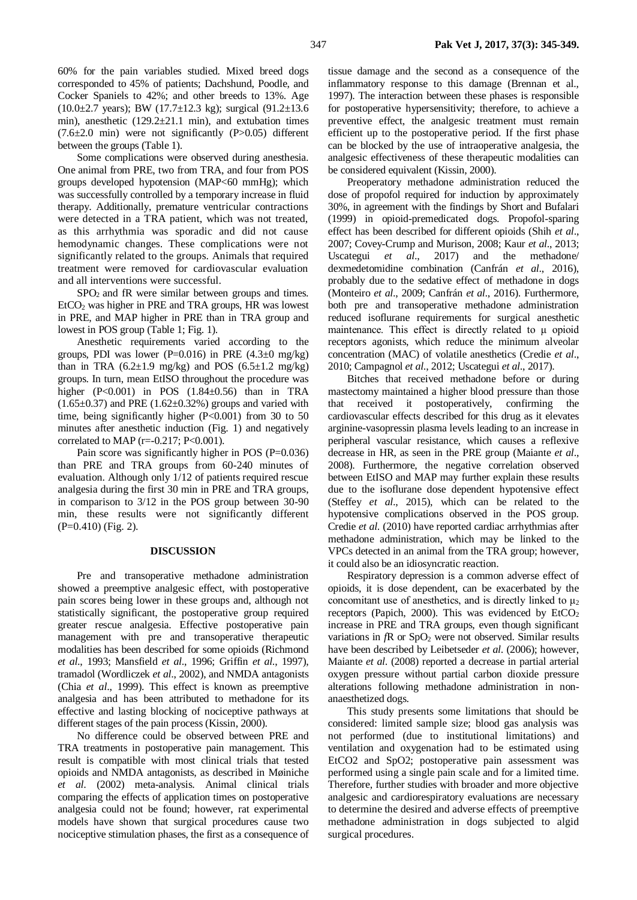60% for the pain variables studied. Mixed breed dogs corresponded to 45% of patients; Dachshund, Poodle, and Cocker Spaniels to 42%; and other breeds to 13%. Age (10.0±2.7 years); BW (17.7±12.3 kg); surgical (91.2±13.6 min), anesthetic (129.2±21.1 min), and extubation times (7.6±2.0 min) were not significantly (P>0.05) different between the groups (Table 1).

Some complications were observed during anesthesia. One animal from PRE, two from TRA, and four from POS groups developed hypotension (MAP<60 mmHg); which was successfully controlled by a temporary increase in fluid therapy. Additionally, premature ventricular contractions were detected in a TRA patient, which was not treated, as this arrhythmia was sporadic and did not cause hemodynamic changes. These complications were not significantly related to the groups. Animals that required treatment were removed for cardiovascular evaluation and all interventions were successful.

$SPO_2$ and fR were similar between groups and times. $EtCO_2$ was higher in PRE and TRA groups, HR was lowest in PRE, and MAP higher in PRE than in TRA group and lowest in POS group (Table 1; Fig. 1).

Anesthetic requirements varied according to the groups, PDI was lower (P=0.016) in PRE (4.3±0 mg/kg) than in TRA (6.2±1.9 mg/kg) and POS (6.5±1.2 mg/kg) groups. In turn, mean EtISO throughout the procedure was higher (P<0.001) in POS (1.84±0.56) than in TRA (1.65±0.37) and PRE (1.62±0.32%) groups and varied with time, being significantly higher (P<0.001) from 30 to 50 minutes after anesthetic induction (Fig. 1) and negatively correlated to MAP (r=-0.217; P<0.001).

Pain score was significantly higher in POS (P=0.036) than PRE and TRA groups from 60-240 minutes of evaluation. Although only 1/12 of patients required rescue analgesia during the first 30 min in PRE and TRA groups, in comparison to 3/12 in the POS group between 30-90 min, these results were not significantly different (P=0.410) (Fig. 2).

## DISCUSSION

Pre and transoperative methadone administration showed a preemptive analgesic effect, with postoperative pain scores being lower in these groups and, although not statistically significant, the postoperative group required greater rescue analgesia. Effective postoperative pain management with pre and transoperative therapeutic modalities has been described for some opioids (Richmond *et al*., 1993; Mansfield *et al*., 1996; Griffin *et al*., 1997), tramadol (Wordliczek *et al*., 2002), and NMDA antagonists (Chia *et al*., 1999). This effect is known as preemptive analgesia and has been attributed to methadone for its effective and lasting blocking of nociceptive pathways at different stages of the pain process (Kissin, 2000).

No difference could be observed between PRE and TRA treatments in postoperative pain management. This result is compatible with most clinical trials that tested opioids and NMDA antagonists, as described in Møiniche *et al*. (2002) meta-analysis. Animal clinical trials comparing the effects of application times on postoperative analgesia could not be found; however, rat experimental models have shown that surgical procedures cause two nociceptive stimulation phases, the first as a consequence of tissue damage and the second as a consequence of the inflammatory response to this damage (Brennan et al., 1997). The interaction between these phases is responsible for postoperative hypersensitivity; therefore, to achieve a preventive effect, the analgesic treatment must remain efficient up to the postoperative period. If the first phase can be blocked by the use of intraoperative analgesia, the analgesic effectiveness of these therapeutic modalities can be considered equivalent (Kissin, 2000).

Preoperatory methadone administration reduced the dose of propofol required for induction by approximately 30%, in agreement with the findings by Short and Bufalari (1999) in opioid-premedicated dogs. Propofol-sparing effect has been described for different opioids (Shih *et al*., 2007; Covey-Crump and Murison, 2008; Kaur *et al*., 2013; Uscategui *et al*., 2017) and the methadone/ dexmedetomidine combination (Canfrán *et al*., 2016), probably due to the sedative effect of methadone in dogs (Monteiro *et al*., 2009; Canfrán *et al*., 2016). Furthermore, both pre and transoperative methadone administration reduced isoflurane requirements for surgical anesthetic maintenance. This effect is directly related to μ opioid receptors agonists, which reduce the minimum alveolar concentration (MAC) of volatile anesthetics (Credie *et al*., 2010; Campagnol *et al*., 2012; Uscategui *et al*., 2017).

Bitches that received methadone before or during mastectomy maintained a higher blood pressure than those that received it postoperatively, confirming the cardiovascular effects described for this drug as it elevates arginine-vasopressin plasma levels leading to an increase in peripheral vascular resistance, which causes a reflexive decrease in HR, as seen in the PRE group (Maiante *et al*., 2008). Furthermore, the negative correlation observed between EtISO and MAP may further explain these results due to the isoflurane dose dependent hypotensive effect (Steffey *et al*., 2015), which can be related to the hypotensive complications observed in the POS group. Credie *et al*. (2010) have reported cardiac arrhythmias after methadone administration, which may be linked to the VPCs detected in an animal from the TRA group; however, it could also be an idiosyncratic reaction.

Respiratory depression is a common adverse effect of opioids, it is dose dependent, can be exacerbated by the concomitant use of anesthetics, and is directly linked to $\mu_2$ receptors (Papich, 2000). This was evidenced by $EtCO_2$ increase in PRE and TRA groups, even though significant variations in *f*R or $SpO_2$ were not observed. Similar results have been described by Leibetseder *et al*. (2006); however, Maiante *et al*. (2008) reported a decrease in partial arterial oxygen pressure without partial carbon dioxide pressure alterations following methadone administration in non-anaesthetized dogs.

This study presents some limitations that should be considered: limited sample size; blood gas analysis was not performed (due to institutional limitations) and ventilation and oxygenation had to be estimated using EtCO2 and SpO2; postoperative pain assessment was performed using a single pain scale and for a limited time. Therefore, further studies with broader and more objective analgesic and cardiorespiratory evaluations are necessary to determine the desired and adverse effects of preemptive methadone administration in dogs subjected to algid surgical procedures.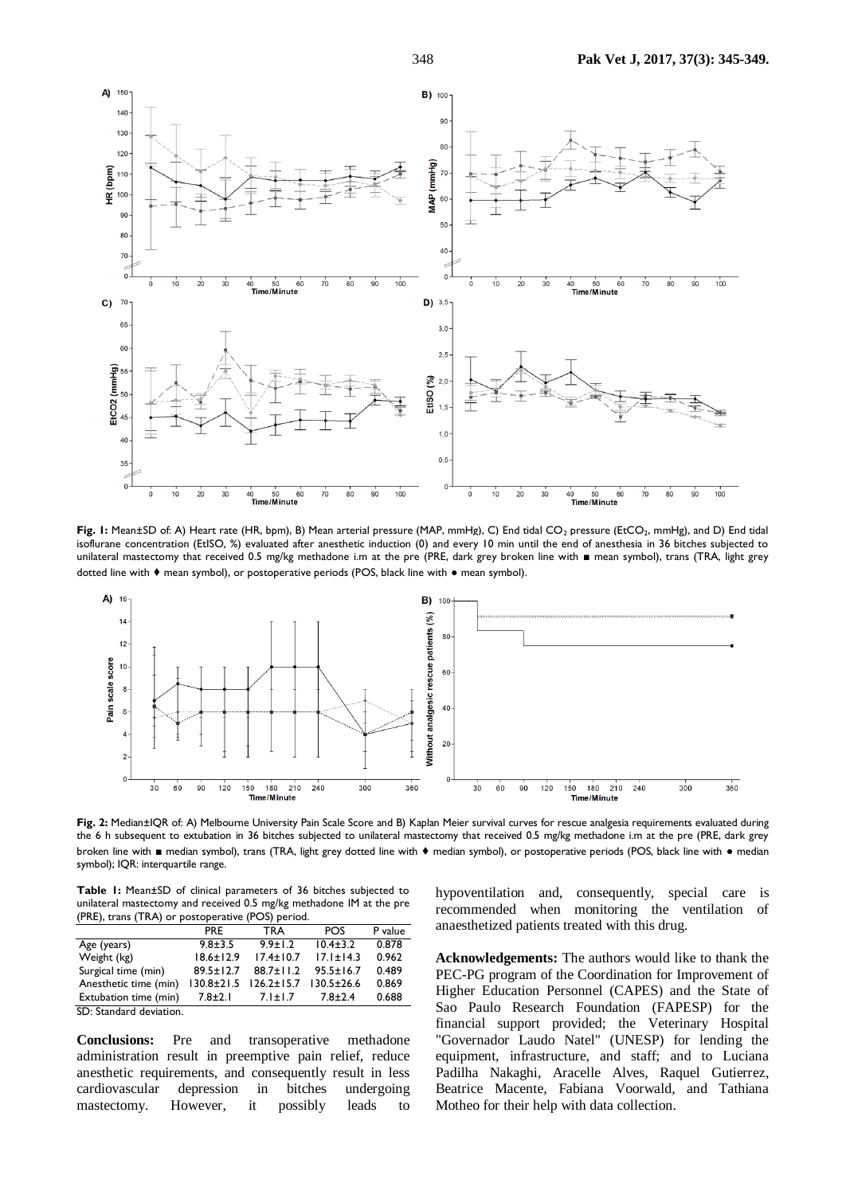**Fig. 1:** Mean±SD of: A) Heart rate (HR, bpm), B) Mean arterial pressure (MAP, mmHg), C) End tidal $CO_2$ pressure ($EtCO_2$, mmHg), and D) End tidal isoflurane concentration (EtISO, %) evaluated after anesthetic induction (0) and every 10 min until the end of anesthesia in 36 bitches subjected to unilateral mastectomy that received 0.5 mg/kg methadone i.m at the pre (PRE, dark grey broken line with ■ mean symbol), trans (TRA, light grey dotted line with ♦ mean symbol), or postoperative periods (POS, black line with ● mean symbol).

**Fig. 2:** Median±IQR of: A) Melbourne University Pain Scale Score and B) Kaplan Meier survival curves for rescue analgesia requirements evaluated during the 6 h subsequent to extubation in 36 bitches subjected to unilateral mastectomy that received 0.5 mg/kg methadone i.m at the pre (PRE, dark grey broken line with ■ median symbol), trans (TRA, light grey dotted line with ♦ median symbol), or postoperative periods (POS, black line with ● median symbol); IQR: interquartile range.

**Table 1:** Mean±SD of clinical parameters of 36 bitches subjected to unilateral mastectomy and received 0.5 mg/kg methadone IM at the pre (PRE), trans (TRA) or postoperative (POS) period.

| | PRE | TRA | POS | P value |
|---|---|---|---|---|
| Age (years) | 9.8±3.5 | 9.9±1.2 | 10.4±3.2 | 0.878 |
| Weight (kg) | 18.6±12.9 | 17.4±10.7 | 17.1±14.3 | 0.962 |
| Surgical time (min) | 89.5±12.7 | 88.7±11.2 | 95.5±16.7 | 0.489 |
| Anesthetic time (min) | 130.8±21.5 | 126.2±15.7 | 130.5±26.6 | 0.869 |
| Extubation time (min) | 7.8±2.1 | 7.1±1.7 | 7.8±2.4 | 0.688 |

SD: Standard deviation.

**Conclusions:** Pre and transoperative methadone administration result in preemptive pain relief, reduce anesthetic requirements, and consequently result in less cardiovascular depression in bitches undergoing mastectomy. However, it possibly leads to hypoventilation and, consequently, special care is recommended when monitoring the ventilation of anaesthetized patients treated with this drug.

**Acknowledgements:** The authors would like to thank the PEC-PG program of the Coordination for Improvement of Higher Education Personnel (CAPES) and the State of Sao Paulo Research Foundation (FAPESP) for the financial support provided; the Veterinary Hospital "Governador Laudo Natel" (UNESP) for lending the equipment, infrastructure, and staff; and to Luciana Padilha Nakaghi, Aracelle Alves, Raquel Gutierrez, Beatrice Macente, Fabiana Voorwald, and Tathiana Motheo for their help with data collection.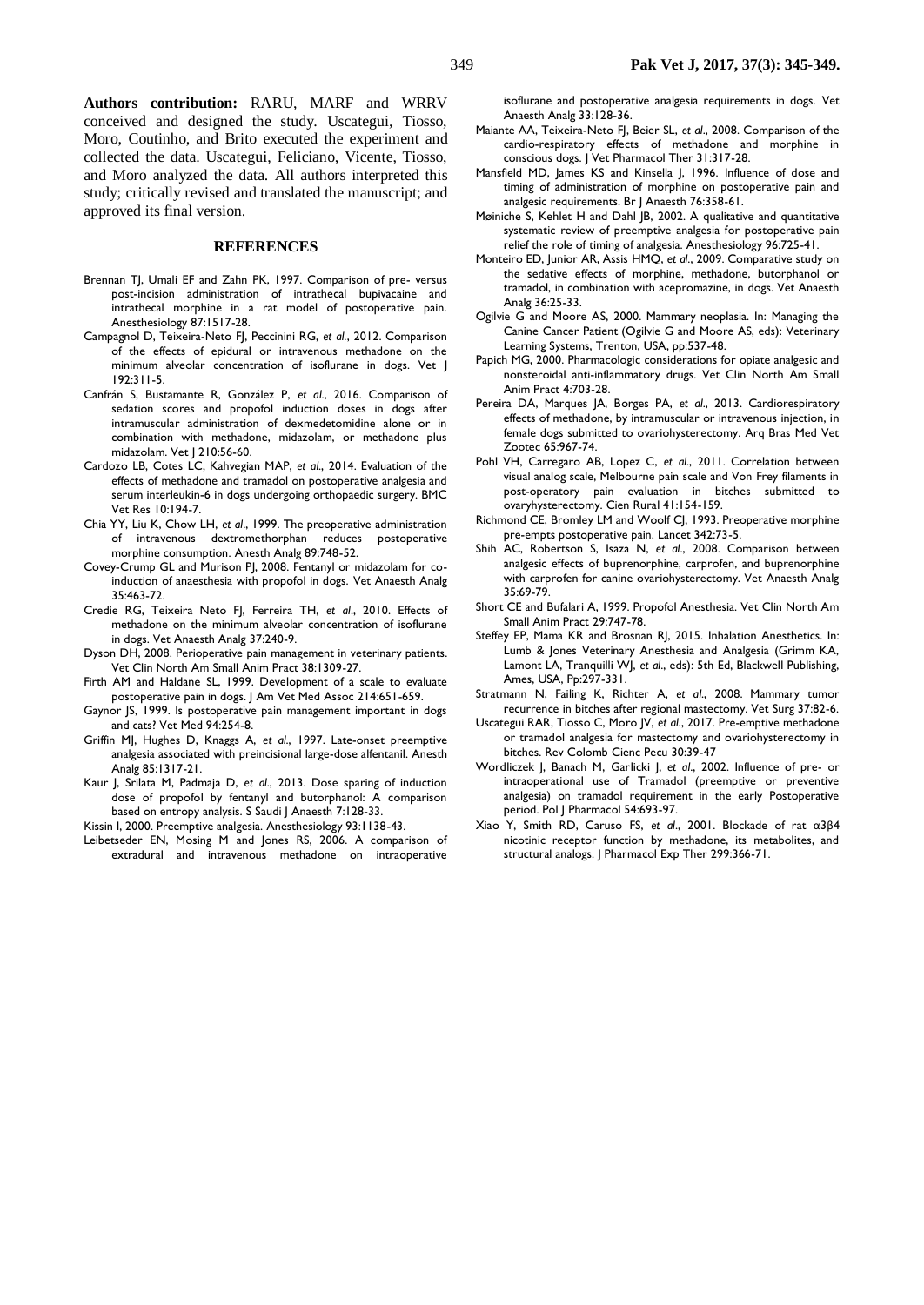**Authors contribution:** RARU, MARF and WRRV conceived and designed the study. Uscategui, Tiosso, Moro, Coutinho, and Brito executed the experiment and collected the data. Uscategui, Feliciano, Vicente, Tiosso, and Moro analyzed the data. All authors interpreted this study; critically revised and translated the manuscript; and approved its final version.

## REFERENCES

Brennan TJ, Umali EF and Zahn PK, 1997. Comparison of pre- versus post-incision administration of intrathecal bupivacaine and intrathecal morphine in a rat model of postoperative pain. Anesthesiology 87:1517-28.

Campagnol D, Teixeira-Neto FJ, Peccinini RG, *et al*., 2012. Comparison of the effects of epidural or intravenous methadone on the minimum alveolar concentration of isoflurane in dogs. Vet J 192:311-5.

Canfrán S, Bustamante R, González P, *et al*., 2016. Comparison of sedation scores and propofol induction doses in dogs after intramuscular administration of dexmedetomidine alone or in combination with methadone, midazolam, or methadone plus midazolam. Vet J 210:56-60.

Cardozo LB, Cotes LC, Kahvegian MAP, *et al*., 2014. Evaluation of the effects of methadone and tramadol on postoperative analgesia and serum interleukin-6 in dogs undergoing orthopaedic surgery. BMC Vet Res 10:194-7.

Chia YY, Liu K, Chow LH, *et al*., 1999. The preoperative administration of intravenous dextromethorphan reduces postoperative morphine consumption. Anesth Analg 89:748-52.

Covey-Crump GL and Murison PJ, 2008. Fentanyl or midazolam for co-induction of anaesthesia with propofol in dogs. Vet Anaesth Analg 35:463-72.

Credie RG, Teixeira Neto FJ, Ferreira TH, *et al*., 2010. Effects of methadone on the minimum alveolar concentration of isoflurane in dogs. Vet Anaesth Analg 37:240-9.

Dyson DH, 2008. Perioperative pain management in veterinary patients. Vet Clin North Am Small Anim Pract 38:1309-27.

Firth AM and Haldane SL, 1999. Development of a scale to evaluate postoperative pain in dogs. J Am Vet Med Assoc 214:651-659.

Gaynor JS, 1999. Is postoperative pain management important in dogs and cats? Vet Med 94:254-8.

Griffin MJ, Hughes D, Knaggs A, *et al*., 1997. Late-onset preemptive analgesia associated with preincisional large-dose alfentanil. Anesth Analg 85:1317-21.

Kaur J, Srilata M, Padmaja D, *et al*., 2013. Dose sparing of induction dose of propofol by fentanyl and butorphanol: A comparison based on entropy analysis. S Saudi J Anaesth 7:128-33.

Kissin I, 2000. Preemptive analgesia. Anesthesiology 93:1138-43.

Leibetseder EN, Mosing M and Jones RS, 2006. A comparison of extradural and intravenous methadone on intraoperative isoflurane and postoperative analgesia requirements in dogs. Vet Anaesth Analg 33:128-36.

Maiante AA, Teixeira-Neto FJ, Beier SL, *et al*., 2008. Comparison of the cardio-respiratory effects of methadone and morphine in conscious dogs. J Vet Pharmacol Ther 31:317-28.

Mansfield MD, James KS and Kinsella J, 1996. Influence of dose and timing of administration of morphine on postoperative pain and analgesic requirements. Br J Anaesth 76:358-61.

Møiniche S, Kehlet H and Dahl JB, 2002. A qualitative and quantitative systematic review of preemptive analgesia for postoperative pain relief the role of timing of analgesia. Anesthesiology 96:725-41.

Monteiro ED, Junior AR, Assis HMQ, *et al*., 2009. Comparative study on the sedative effects of morphine, methadone, butorphanol or tramadol, in combination with acepromazine, in dogs. Vet Anaesth Analg 36:25-33.

Ogilvie G and Moore AS, 2000. Mammary neoplasia. In: Managing the Canine Cancer Patient (Ogilvie G and Moore AS, eds): Veterinary Learning Systems, Trenton, USA, pp:537-48.

Papich MG, 2000. Pharmacologic considerations for opiate analgesic and nonsteroidal anti-inflammatory drugs. Vet Clin North Am Small Anim Pract 4:703-28.

Pereira DA, Marques JA, Borges PA, *et al*., 2013. Cardiorespiratory effects of methadone, by intramuscular or intravenous injection, in female dogs submitted to ovariohysterectomy. Arq Bras Med Vet Zootec 65:967-74.

Pohl VH, Carregaro AB, Lopez C, *et al*., 2011. Correlation between visual analog scale, Melbourne pain scale and Von Frey filaments in post-operatory pain evaluation in bitches submitted to ovaryhysterectomy. Cien Rural 41:154-159.

Richmond CE, Bromley LM and Woolf CJ, 1993. Preoperative morphine pre-empts postoperative pain. Lancet 342:73-5.

Shih AC, Robertson S, Isaza N, *et al*., 2008. Comparison between analgesic effects of buprenorphine, carprofen, and buprenorphine with carprofen for canine ovariohysterectomy. Vet Anaesth Analg 35:69-79.

Short CE and Bufalari A, 1999. Propofol Anesthesia. Vet Clin North Am Small Anim Pract 29:747-78.

Steffey EP, Mama KR and Brosnan RJ, 2015. Inhalation Anesthetics. In: Lumb & Jones Veterinary Anesthesia and Analgesia (Grimm KA, Lamont LA, Tranquilli WJ, *et al*., eds): 5th Ed, Blackwell Publishing, Ames, USA, Pp:297-331.

Stratmann N, Failing K, Richter A, *et al*., 2008. Mammary tumor recurrence in bitches after regional mastectomy. Vet Surg 37:82-6.

Uscategui RAR, Tiosso C, Moro JV, *et al*., 2017. Pre-emptive methadone or tramadol analgesia for mastectomy and ovariohysterectomy in bitches. Rev Colomb Cienc Pecu 30:39-47

Wordliczek J, Banach M, Garlicki J, *et al*., 2002. Influence of pre- or intraoperational use of Tramadol (preemptive or preventive analgesia) on tramadol requirement in the early Postoperative period. Pol J Pharmacol 54:693-97.

Xiao Y, Smith RD, Caruso FS, *et al*., 2001. Blockade of rat $\alpha 3\beta 4$ nicotinic receptor function by methadone, its metabolites, and structural analogs. J Pharmacol Exp Ther 299:366-71.